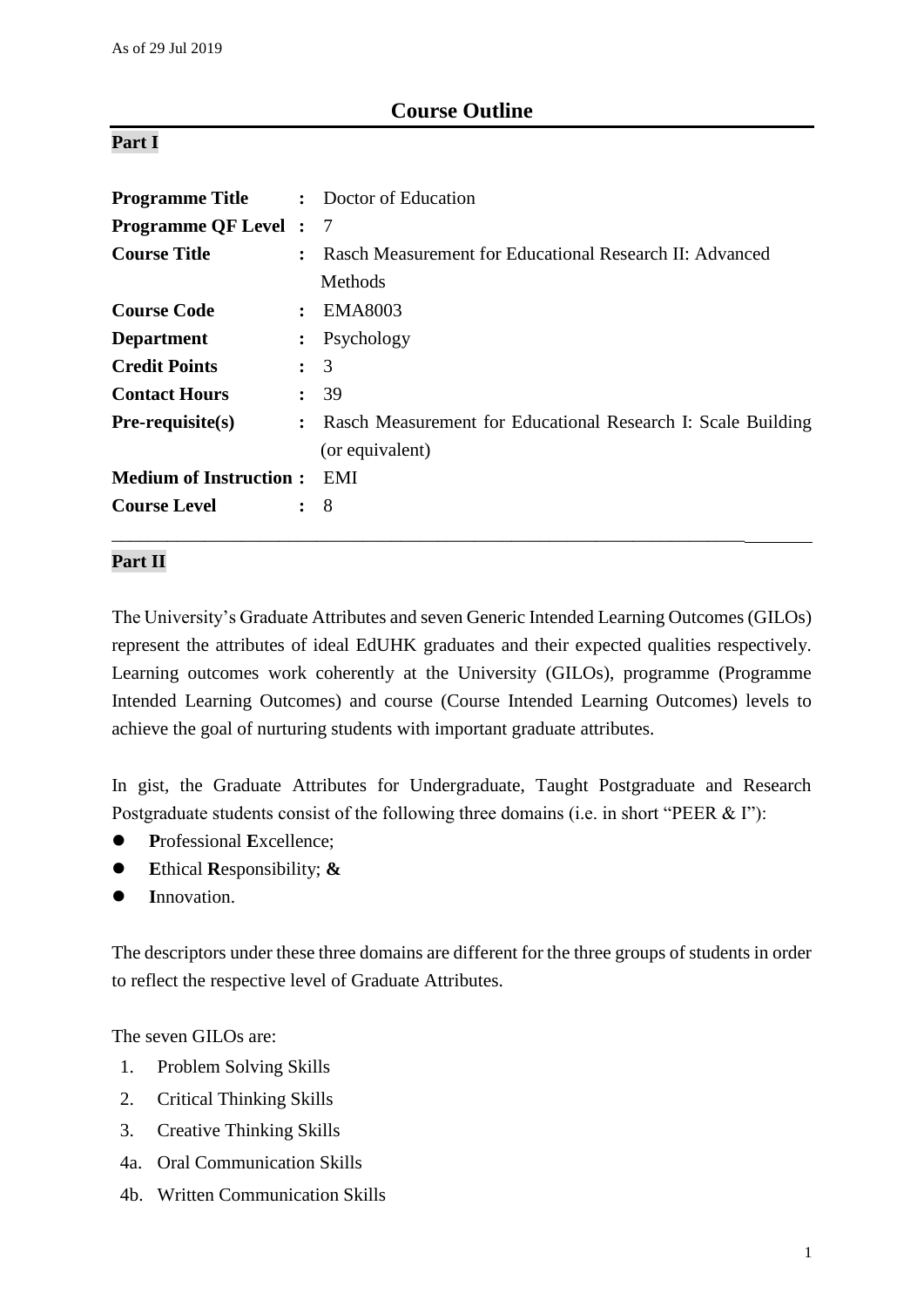As of 29 Jul 2019

# Course Outline

## Part I

| | | |
|---|---|---|
| **Programme Title** | : | Doctor of Education |
| **Programme QF Level** | : | 7 |
| **Course Title** | : | Rasch Measurement for Educational Research II: Advanced Methods |
| **Course Code** | : | EMA8003 |
| **Department** | : | Psychology |
| **Credit Points** | : | 3 |
| **Contact Hours** | : | 39 |
| **Pre-requisite(s)** | : | Rasch Measurement for Educational Research I: Scale Building (or equivalent) |
| **Medium of Instruction** | : | EMI |
| **Course Level** | : | 8 |

---

## Part II

The University's Graduate Attributes and seven Generic Intended Learning Outcomes (GILOs) represent the attributes of ideal EdUHK graduates and their expected qualities respectively. Learning outcomes work coherently at the University (GILOs), programme (Programme Intended Learning Outcomes) and course (Course Intended Learning Outcomes) levels to achieve the goal of nurturing students with important graduate attributes.

In gist, the Graduate Attributes for Undergraduate, Taught Postgraduate and Research Postgraduate students consist of the following three domains (i.e. in short "PEER & I"):

- **P**rofessional **E**xcellence;
- **E**thical **R**esponsibility; **&**
- **I**nnovation.

The descriptors under these three domains are different for the three groups of students in order to reflect the respective level of Graduate Attributes.

The seven GILOs are:

1. Problem Solving Skills
2. Critical Thinking Skills
3. Creative Thinking Skills

4a. Oral Communication Skills

4b. Written Communication Skills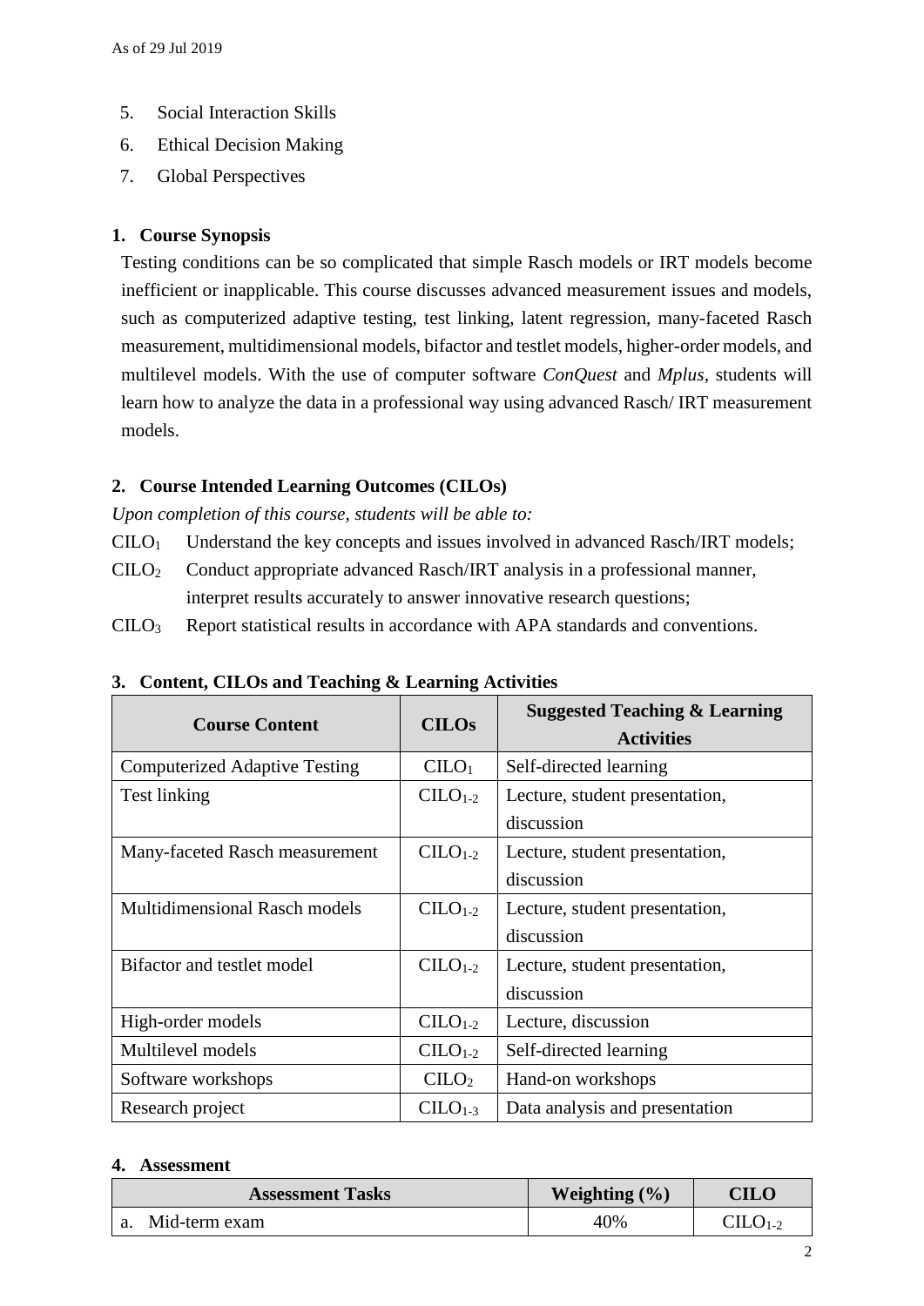5. Social Interaction Skills
6. Ethical Decision Making
7. Global Perspectives

## 1. Course Synopsis

Testing conditions can be so complicated that simple Rasch models or IRT models become inefficient or inapplicable. This course discusses advanced measurement issues and models, such as computerized adaptive testing, test linking, latent regression, many-faceted Rasch measurement, multidimensional models, bifactor and testlet models, higher-order models, and multilevel models. With the use of computer software *ConQuest* and *Mplus*, students will learn how to analyze the data in a professional way using advanced Rasch/ IRT measurement models.

## 2. Course Intended Learning Outcomes (CILOs)

*Upon completion of this course, students will be able to:*

$CILO_1$ Understand the key concepts and issues involved in advanced Rasch/IRT models;

$CILO_2$ Conduct appropriate advanced Rasch/IRT analysis in a professional manner, interpret results accurately to answer innovative research questions;

$CILO_3$ Report statistical results in accordance with APA standards and conventions.

## 3. Content, CILOs and Teaching & Learning Activities

| Course Content | CILOs | Suggested Teaching & Learning Activities |
|---|---|---|
| Computerized Adaptive Testing | $CILO_1$ | Self-directed learning |
| Test linking | $CILO_{1-2}$ | Lecture, student presentation, discussion |
| Many-faceted Rasch measurement | $CILO_{1-2}$ | Lecture, student presentation, discussion |
| Multidimensional Rasch models | $CILO_{1-2}$ | Lecture, student presentation, discussion |
| Bifactor and testlet model | $CILO_{1-2}$ | Lecture, student presentation, discussion |
| High-order models | $CILO_{1-2}$ | Lecture, discussion |
| Multilevel models | $CILO_{1-2}$ | Self-directed learning |
| Software workshops | $CILO_2$ | Hand-on workshops |
| Research project | $CILO_{1-3}$ | Data analysis and presentation |

## 4. Assessment

| Assessment Tasks | Weighting (%) | CILO |
|---|---|---|
| a. Mid-term exam | 40% | $CILO_{1-2}$ |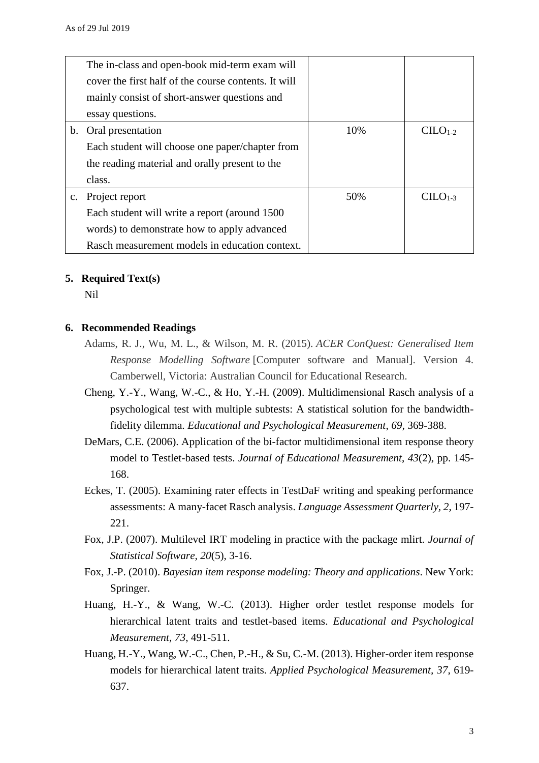| | | |
|---|---|---|
| The in-class and open-book mid-term exam will cover the first half of the course contents. It will mainly consist of short-answer questions and essay questions. | | |
| b. Oral presentation<br>Each student will choose one paper/chapter from the reading material and orally present to the class. | 10% | $CILO_{1\text{-}2}$ |
| c. Project report<br>Each student will write a report (around 1500 words) to demonstrate how to apply advanced Rasch measurement models in education context. | 50% | $CILO_{1\text{-}3}$ |

## 5. Required Text(s)

Nil

## 6. Recommended Readings

Adams, R. J., Wu, M. L., & Wilson, M. R. (2015). *ACER ConQuest: Generalised Item Response Modelling Software* [Computer software and Manual]. Version 4. Camberwell, Victoria: Australian Council for Educational Research.

Cheng, Y.-Y., Wang, W.-C., & Ho, Y.-H. (2009). Multidimensional Rasch analysis of a psychological test with multiple subtests: A statistical solution for the bandwidth-fidelity dilemma. *Educational and Psychological Measurement*, *69*, 369-388.

DeMars, C.E. (2006). Application of the bi-factor multidimensional item response theory model to Testlet-based tests. *Journal of Educational Measurement*, *43*(2), pp. 145-168.

Eckes, T. (2005). Examining rater effects in TestDaF writing and speaking performance assessments: A many-facet Rasch analysis. *Language Assessment Quarterly*, *2*, 197-221.

Fox, J.P. (2007). Multilevel IRT modeling in practice with the package mlirt. *Journal of Statistical Software*, *20*(5), 3-16.

Fox, J.-P. (2010). *Bayesian item response modeling: Theory and applications*. New York: Springer.

Huang, H.-Y., & Wang, W.-C. (2013). Higher order testlet response models for hierarchical latent traits and testlet-based items. *Educational and Psychological Measurement*, *73*, 491-511.

Huang, H.-Y., Wang, W.-C., Chen, P.-H., & Su, C.-M. (2013). Higher-order item response models for hierarchical latent traits. *Applied Psychological Measurement*, *37*, 619-637.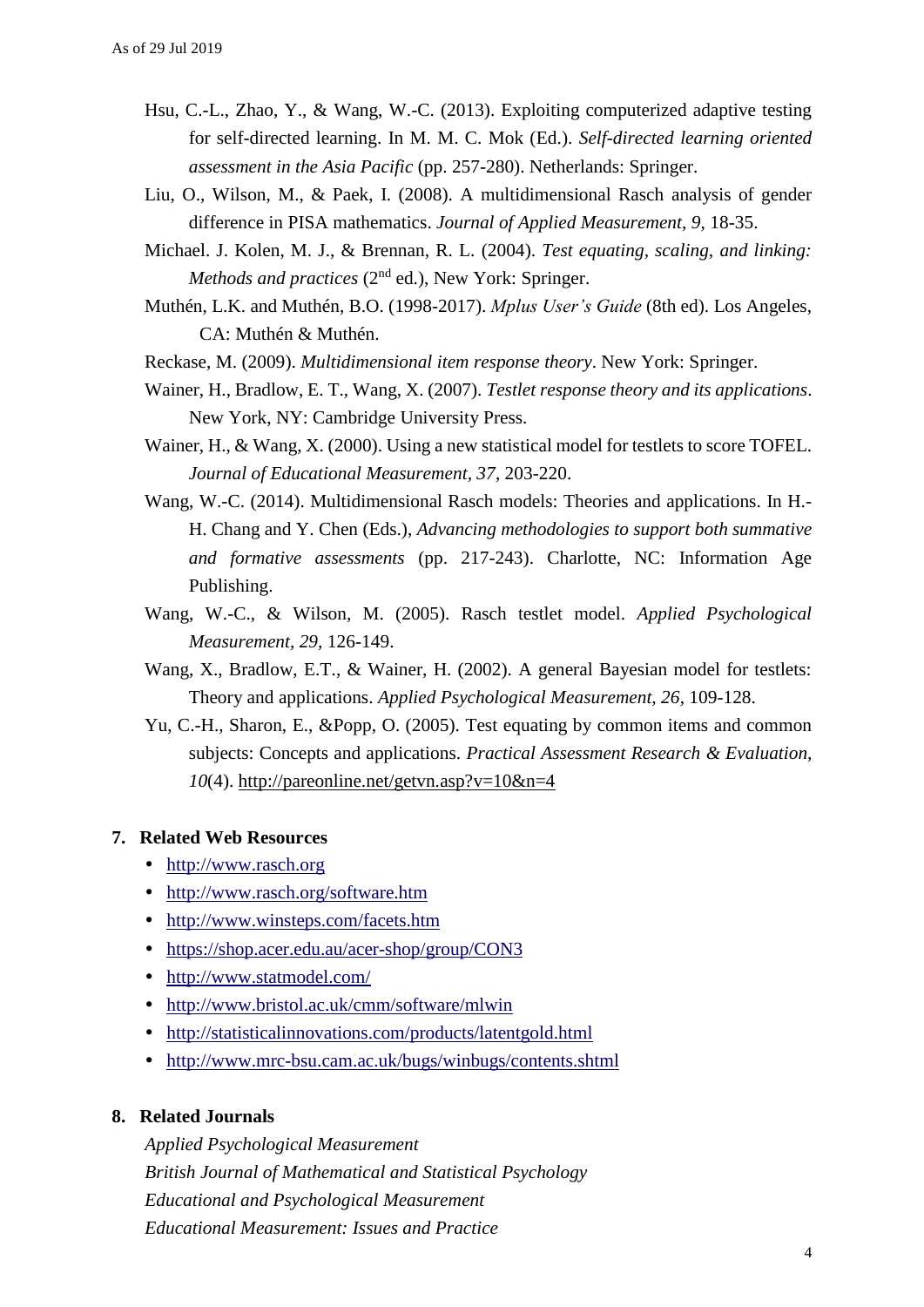Hsu, C.-L., Zhao, Y., & Wang, W.-C. (2013). Exploiting computerized adaptive testing for self-directed learning. In M. M. C. Mok (Ed.). *Self-directed learning oriented assessment in the Asia Pacific* (pp. 257-280). Netherlands: Springer.

Liu, O., Wilson, M., & Paek, I. (2008). A multidimensional Rasch analysis of gender difference in PISA mathematics. *Journal of Applied Measurement, 9*, 18-35.

Michael. J. Kolen, M. J., & Brennan, R. L. (2004). *Test equating, scaling, and linking: Methods and practices* (2nd ed.), New York: Springer.

Muthén, L.K. and Muthén, B.O. (1998-2017). *Mplus User's Guide* (8th ed). Los Angeles, CA: Muthén & Muthén.

Reckase, M. (2009). *Multidimensional item response theory*. New York: Springer.

Wainer, H., Bradlow, E. T., Wang, X. (2007). *Testlet response theory and its applications*. New York, NY: Cambridge University Press.

Wainer, H., & Wang, X. (2000). Using a new statistical model for testlets to score TOFEL. *Journal of Educational Measurement, 37*, 203-220.

Wang, W.-C. (2014). Multidimensional Rasch models: Theories and applications. In H.-H. Chang and Y. Chen (Eds.), *Advancing methodologies to support both summative and formative assessments* (pp. 217-243). Charlotte, NC: Information Age Publishing.

Wang, W.-C., & Wilson, M. (2005). Rasch testlet model. *Applied Psychological Measurement, 29*, 126-149.

Wang, X., Bradlow, E.T., & Wainer, H. (2002). A general Bayesian model for testlets: Theory and applications. *Applied Psychological Measurement, 26*, 109-128.

Yu, C.-H., Sharon, E., &Popp, O. (2005). Test equating by common items and common subjects: Concepts and applications. *Practical Assessment Research & Evaluation, 10*(4). http://pareonline.net/getvn.asp?v=10&n=4

## 7. Related Web Resources

- http://www.rasch.org
- http://www.rasch.org/software.htm
- http://www.winsteps.com/facets.htm
- https://shop.acer.edu.au/acer-shop/group/CON3
- http://www.statmodel.com/
- http://www.bristol.ac.uk/cmm/software/mlwin
- http://statisticalinnovations.com/products/latentgold.html
- http://www.mrc-bsu.cam.ac.uk/bugs/winbugs/contents.shtml

## 8. Related Journals

*Applied Psychological Measurement*
*British Journal of Mathematical and Statistical Psychology*
*Educational and Psychological Measurement*
*Educational Measurement: Issues and Practice*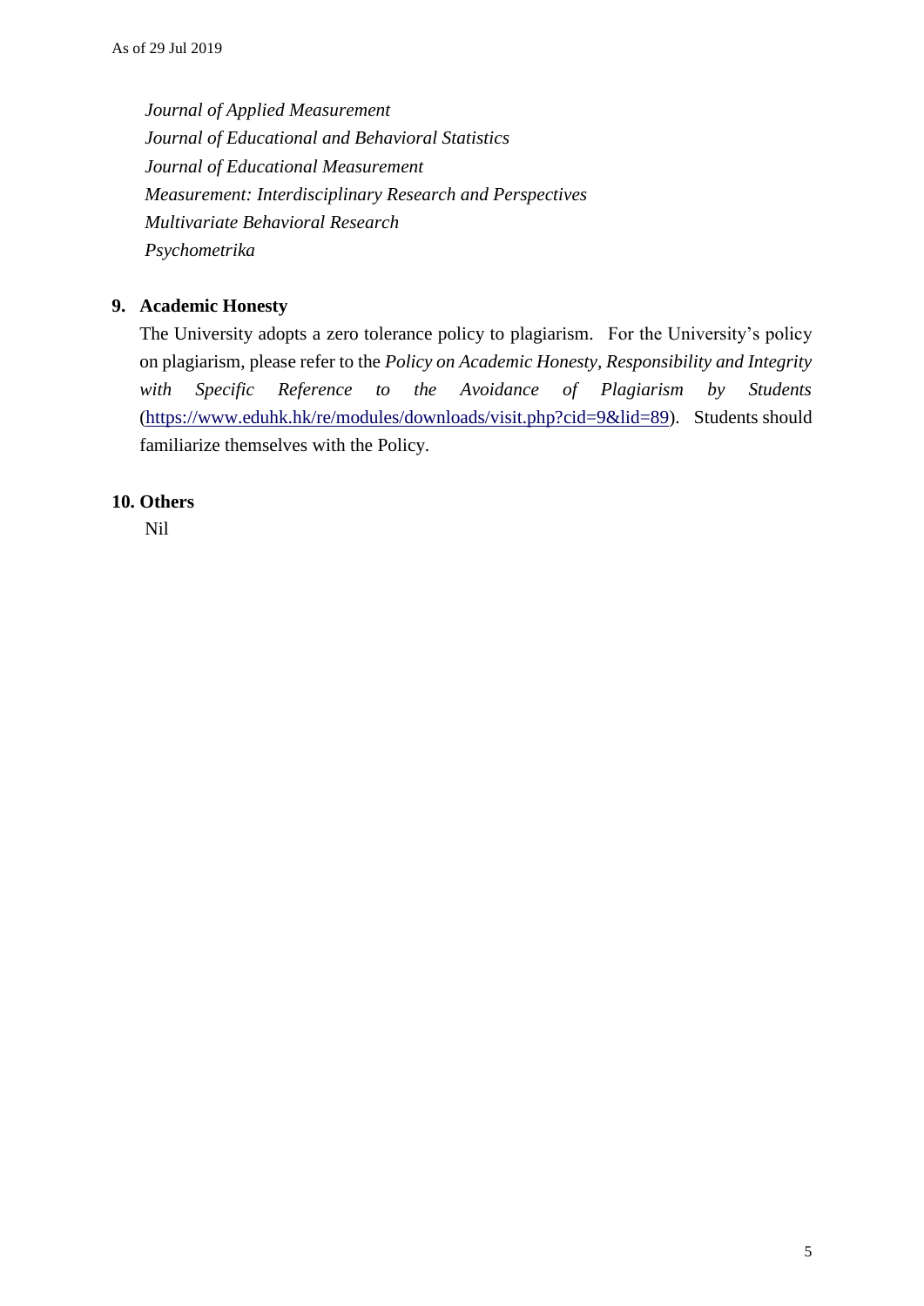*Journal of Applied Measurement*
*Journal of Educational and Behavioral Statistics*
*Journal of Educational Measurement*
*Measurement: Interdisciplinary Research and Perspectives*
*Multivariate Behavioral Research*
*Psychometrika*

## 9. Academic Honesty

The University adopts a zero tolerance policy to plagiarism. For the University's policy on plagiarism, please refer to the *Policy on Academic Honesty, Responsibility and Integrity with Specific Reference to the Avoidance of Plagiarism by Students* (https://www.eduhk.hk/re/modules/downloads/visit.php?cid=9&lid=89). Students should familiarize themselves with the Policy.

## 10. Others

Nil